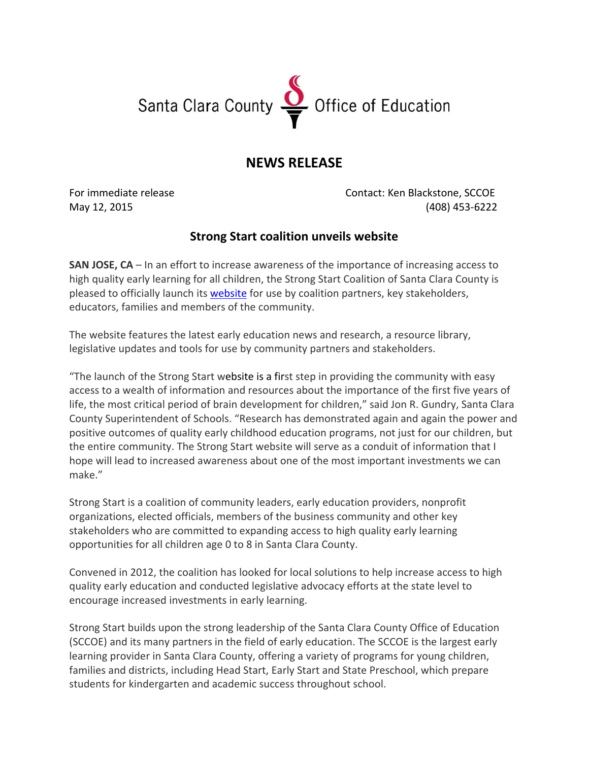Santa Clara County Office of Education

# NEWS RELEASE

For immediate release
May 12, 2015

Contact: Ken Blackstone, SCCOE
(408) 453-6222

## Strong Start coalition unveils website

**SAN JOSE, CA** – In an effort to increase awareness of the importance of increasing access to high quality early learning for all children, the Strong Start Coalition of Santa Clara County is pleased to officially launch its website for use by coalition partners, key stakeholders, educators, families and members of the community.

The website features the latest early education news and research, a resource library, legislative updates and tools for use by community partners and stakeholders.

"The launch of the Strong Start website is a first step in providing the community with easy access to a wealth of information and resources about the importance of the first five years of life, the most critical period of brain development for children," said Jon R. Gundry, Santa Clara County Superintendent of Schools. "Research has demonstrated again and again the power and positive outcomes of quality early childhood education programs, not just for our children, but the entire community. The Strong Start website will serve as a conduit of information that I hope will lead to increased awareness about one of the most important investments we can make."

Strong Start is a coalition of community leaders, early education providers, nonprofit organizations, elected officials, members of the business community and other key stakeholders who are committed to expanding access to high quality early learning opportunities for all children age 0 to 8 in Santa Clara County.

Convened in 2012, the coalition has looked for local solutions to help increase access to high quality early education and conducted legislative advocacy efforts at the state level to encourage increased investments in early learning.

Strong Start builds upon the strong leadership of the Santa Clara County Office of Education (SCCOE) and its many partners in the field of early education. The SCCOE is the largest early learning provider in Santa Clara County, offering a variety of programs for young children, families and districts, including Head Start, Early Start and State Preschool, which prepare students for kindergarten and academic success throughout school.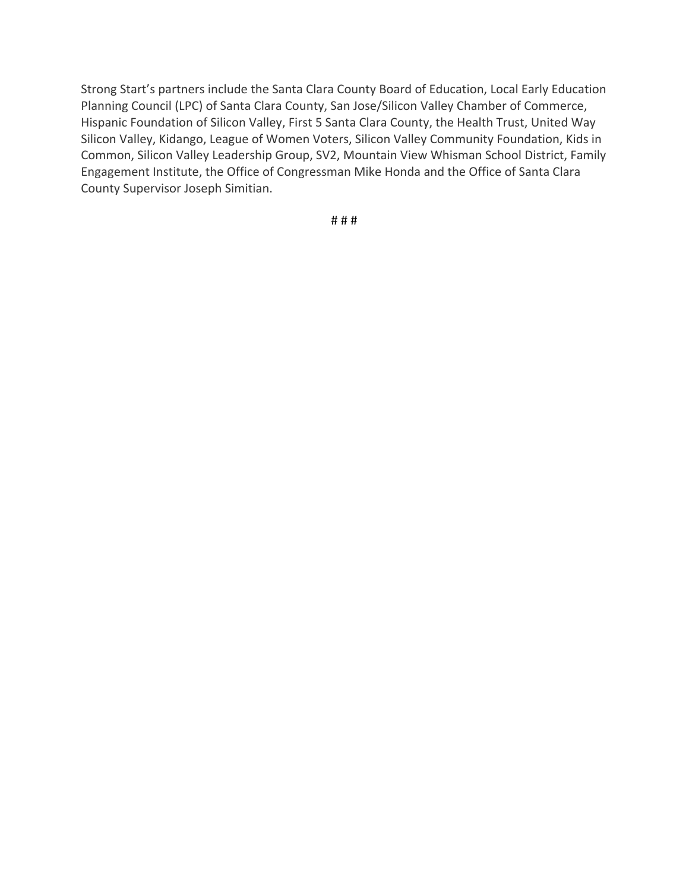Strong Start's partners include the Santa Clara County Board of Education, Local Early Education Planning Council (LPC) of Santa Clara County, San Jose/Silicon Valley Chamber of Commerce, Hispanic Foundation of Silicon Valley, First 5 Santa Clara County, the Health Trust, United Way Silicon Valley, Kidango, League of Women Voters, Silicon Valley Community Foundation, Kids in Common, Silicon Valley Leadership Group, SV2, Mountain View Whisman School District, Family Engagement Institute, the Office of Congressman Mike Honda and the Office of Santa Clara County Supervisor Joseph Simitian.

# # #